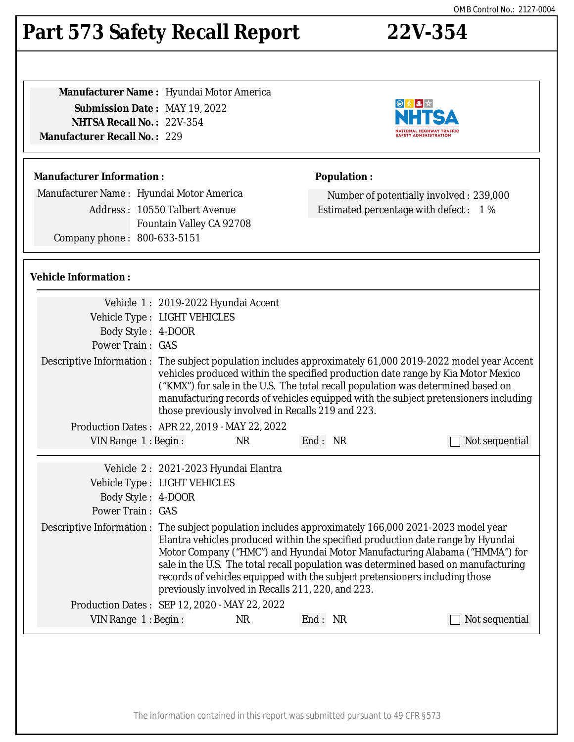OMB Control No.: 2127-0004

# Part 573 Safety Recall Report 22V-354

**Manufacturer Name :** Hyundai Motor America
**Submission Date :** MAY 19, 2022
**NHTSA Recall No. :** 22V-354
**Manufacturer Recall No. :** 229

**Manufacturer Information :**

Manufacturer Name : Hyundai Motor America
Address : 10550 Talbert Avenue
Fountain Valley CA 92708
Company phone : 800-633-5151

**Population :**

Number of potentially involved : 239,000
Estimated percentage with defect : 1 %

**Vehicle Information :**

Vehicle 1 : 2019-2022 Hyundai Accent
Vehicle Type : LIGHT VEHICLES
Body Style : 4-DOOR
Power Train : GAS
Descriptive Information : The subject population includes approximately 61,000 2019-2022 model year Accent vehicles produced within the specified production date range by Kia Motor Mexico ("KMX") for sale in the U.S. The total recall population was determined based on manufacturing records of vehicles equipped with the subject pretensioners including those previously involved in Recalls 219 and 223.
Production Dates : APR 22, 2019 - MAY 22, 2022
VIN Range 1 : Begin : NR End : NR ☐ Not sequential

Vehicle 2 : 2021-2023 Hyundai Elantra
Vehicle Type : LIGHT VEHICLES
Body Style : 4-DOOR
Power Train : GAS
Descriptive Information : The subject population includes approximately 166,000 2021-2023 model year Elantra vehicles produced within the specified production date range by Hyundai Motor Company ("HMC") and Hyundai Motor Manufacturing Alabama ("HMMA") for sale in the U.S. The total recall population was determined based on manufacturing records of vehicles equipped with the subject pretensioners including those previously involved in Recalls 211, 220, and 223.
Production Dates : SEP 12, 2020 - MAY 22, 2022
VIN Range 1 : Begin : NR End : NR ☐ Not sequential

The information contained in this report was submitted pursuant to 49 CFR §573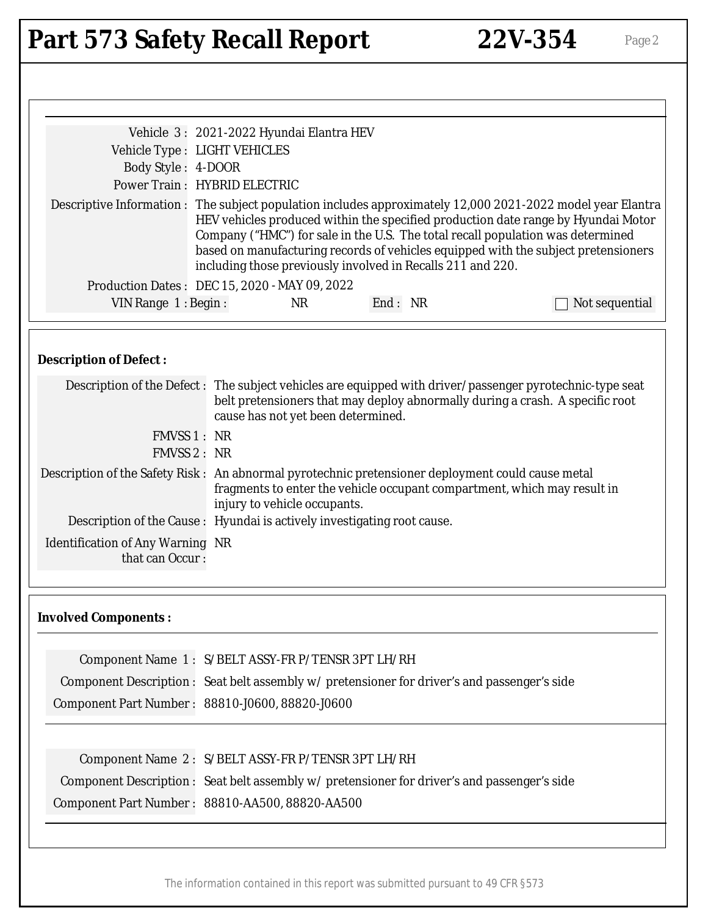Vehicle 3 : 2021-2022 Hyundai Elantra HEV

Vehicle Type : LIGHT VEHICLES

Body Style : 4-DOOR

Power Train : HYBRID ELECTRIC

Descriptive Information : The subject population includes approximately 12,000 2021-2022 model year Elantra HEV vehicles produced within the specified production date range by Hyundai Motor Company ("HMC") for sale in the U.S. The total recall population was determined based on manufacturing records of vehicles equipped with the subject pretensioners including those previously involved in Recalls 211 and 220.

Production Dates : DEC 15, 2020 - MAY 09, 2022

VIN Range 1 : Begin : NR End : NR ☐ Not sequential

**Description of Defect :**

Description of the Defect : The subject vehicles are equipped with driver/passenger pyrotechnic-type seat belt pretensioners that may deploy abnormally during a crash. A specific root cause has not yet been determined.

FMVSS 1 : NR

FMVSS 2 : NR

Description of the Safety Risk : An abnormal pyrotechnic pretensioner deployment could cause metal fragments to enter the vehicle occupant compartment, which may result in injury to vehicle occupants.

Description of the Cause : Hyundai is actively investigating root cause.

Identification of Any Warning that can Occur : NR

**Involved Components :**

Component Name 1 : S/BELT ASSY-FR P/TENSR 3PT LH/RH

Component Description : Seat belt assembly w/ pretensioner for driver's and passenger's side

Component Part Number : 88810-J0600, 88820-J0600

Component Name 2 : S/BELT ASSY-FR P/TENSR 3PT LH/RH

Component Description : Seat belt assembly w/ pretensioner for driver's and passenger's side

Component Part Number : 88810-AA500, 88820-AA500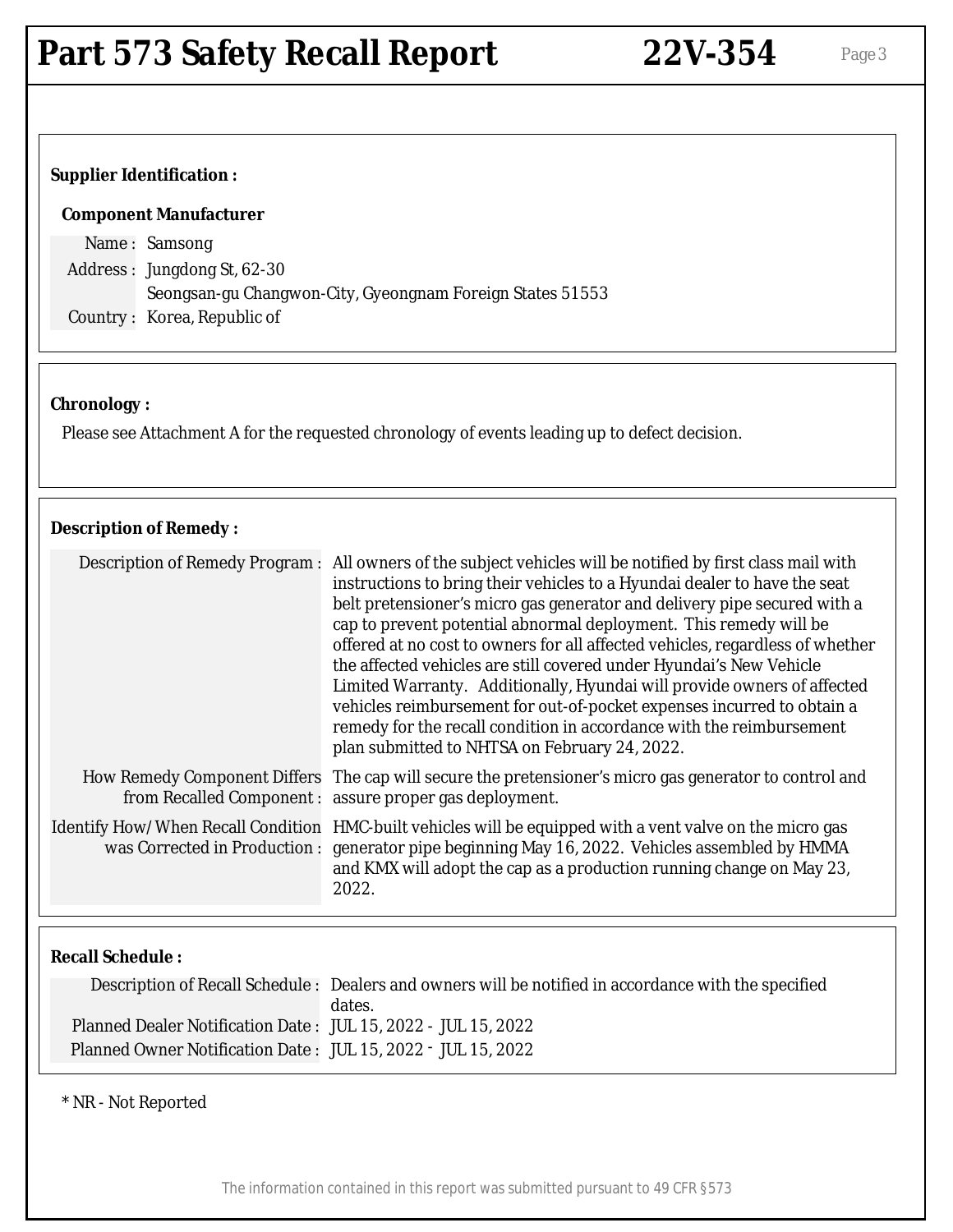# Part 573 Safety Recall Report 22V-354

**Supplier Identification :**

**Component Manufacturer**

| | |
|---|---|
| Name : | Samsong |
| Address : | Jungdong St, 62-30<br>Seongsan-gu Changwon-City, Gyeongnam Foreign States 51553 |
| Country : | Korea, Republic of |

**Chronology :**

Please see Attachment A for the requested chronology of events leading up to defect decision.

**Description of Remedy :**

| | |
|---|---|
| Description of Remedy Program : | All owners of the subject vehicles will be notified by first class mail with instructions to bring their vehicles to a Hyundai dealer to have the seat belt pretensioner's micro gas generator and delivery pipe secured with a cap to prevent potential abnormal deployment. This remedy will be offered at no cost to owners for all affected vehicles, regardless of whether the affected vehicles are still covered under Hyundai's New Vehicle Limited Warranty. Additionally, Hyundai will provide owners of affected vehicles reimbursement for out-of-pocket expenses incurred to obtain a remedy for the recall condition in accordance with the reimbursement plan submitted to NHTSA on February 24, 2022. |
| How Remedy Component Differs from Recalled Component : | The cap will secure the pretensioner's micro gas generator to control and assure proper gas deployment. |
| Identify How/When Recall Condition was Corrected in Production : | HMC-built vehicles will be equipped with a vent valve on the micro gas generator pipe beginning May 16, 2022. Vehicles assembled by HMMA and KMX will adopt the cap as a production running change on May 23, 2022. |

**Recall Schedule :**

| | |
|---|---|
| Description of Recall Schedule : | Dealers and owners will be notified in accordance with the specified dates. |
| Planned Dealer Notification Date : | JUL 15, 2022 - JUL 15, 2022 |
| Planned Owner Notification Date : | JUL 15, 2022 - JUL 15, 2022 |

* NR - Not Reported

The information contained in this report was submitted pursuant to 49 CFR §573